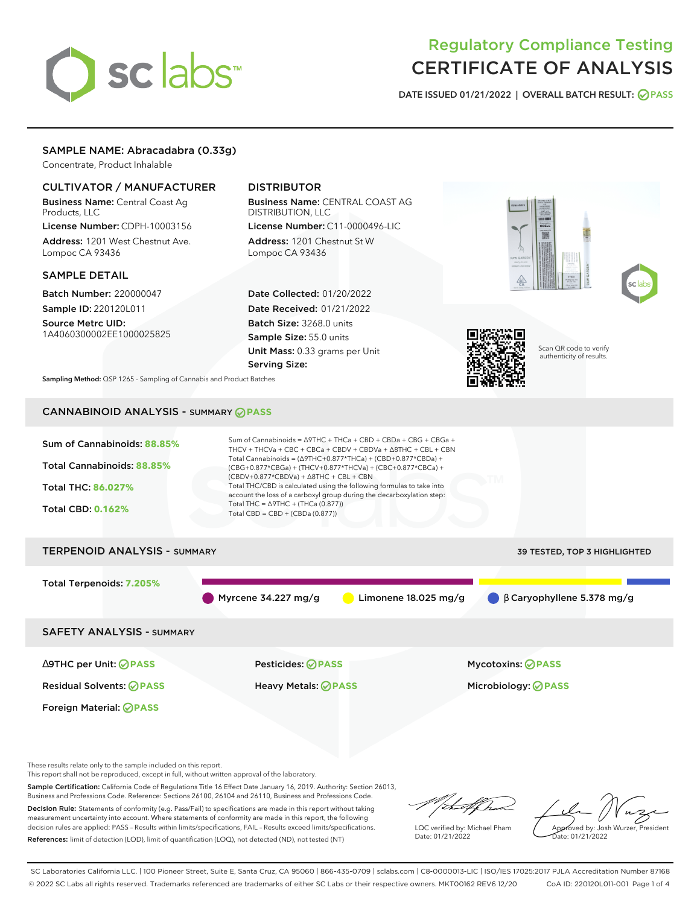# Regulatory Compliance Testing
# CERTIFICATE OF ANALYSIS

DATE ISSUED 01/21/2022 | OVERALL BATCH RESULT: PASS

## SAMPLE NAME: Abracadabra (0.33g)

Concentrate, Product Inhalable

### CULTIVATOR / MANUFACTURER

**Business Name:** Central Coast Ag Products, LLC

**License Number:** CDPH-10003156

**Address:** 1201 West Chestnut Ave. Lompoc CA 93436

### DISTRIBUTOR

**Business Name:** CENTRAL COAST AG DISTRIBUTION, LLC

**License Number:** C11-0000496-LIC

**Address:** 1201 Chestnut St W Lompoc CA 93436

### SAMPLE DETAIL

**Batch Number:** 220000047

**Sample ID:** 220120L011

**Source Metrc UID:** 1A4060300002EE1000025825

**Date Collected:** 01/20/2022

**Date Received:** 01/21/2022

**Batch Size:** 3268.0 units

**Sample Size:** 55.0 units

**Unit Mass:** 0.33 grams per Unit

**Serving Size:**

Scan QR code to verify authenticity of results.

**Sampling Method:** QSP 1265 - Sampling of Cannabis and Product Batches

## CANNABINOID ANALYSIS - SUMMARY PASS

Sum of Cannabinoids: **88.85%**

Total Cannabinoids: **88.85%**

Total THC: **86.027%**

Total CBD: **0.162%**

Sum of Cannabinoids = Δ9THC + THCa + CBD + CBDa + CBG + CBGa + THCV + THCVa + CBC + CBCa + CBDV + CBDVa + Δ8THC + CBL + CBN

Total Cannabinoids = (Δ9THC+0.877*THCa) + (CBD+0.877*CBDa) + (CBG+0.877*CBGa) + (THCV+0.877*THCVa) + (CBC+0.877*CBCa) + (CBDV+0.877*CBDVa) + Δ8THC + CBL + CBN

Total THC/CBD is calculated using the following formulas to take into account the loss of a carboxyl group during the decarboxylation step:

Total THC = Δ9THC + (THCa (0.877))

Total CBD = CBD + (CBDa (0.877))

## TERPENOID ANALYSIS - SUMMARY

39 TESTED, TOP 3 HIGHLIGHTED

Total Terpenoids: **7.205%**

Myrcene 34.227 mg/g

Limonene 18.025 mg/g

β Caryophyllene 5.378 mg/g

## SAFETY ANALYSIS - SUMMARY

Δ9THC per Unit: PASS

Pesticides: PASS

Mycotoxins: PASS

Residual Solvents: PASS

Heavy Metals: PASS

Microbiology: PASS

Foreign Material: PASS

These results relate only to the sample included on this report.

This report shall not be reproduced, except in full, without written approval of the laboratory.

**Sample Certification:** California Code of Regulations Title 16 Effect Date January 16, 2019. Authority: Section 26013, Business and Professions Code. Reference: Sections 26100, 26104 and 26110, Business and Professions Code.

**Decision Rule:** Statements of conformity (e.g. Pass/Fail) to specifications are made in this report without taking measurement uncertainty into account. Where statements of conformity are made in this report, the following decision rules are applied: PASS – Results within limits/specifications, FAIL – Results exceed limits/specifications.

**References:** limit of detection (LOD), limit of quantification (LOQ), not detected (ND), not tested (NT)

LQC verified by: Michael Pham
Date: 01/21/2022

Approved by: Josh Wurzer, President
Date: 01/21/2022

SC Laboratories California LLC. | 100 Pioneer Street, Suite E, Santa Cruz, CA 95060 | 866-435-0709 | sclabs.com | C8-0000013-LIC | ISO/IES 17025:2017 PJLA Accreditation Number 87168

© 2022 SC Labs all rights reserved. Trademarks referenced are trademarks of either SC Labs or their respective owners. MKT00162 REV6 12/20 CoA ID: 220120L011-001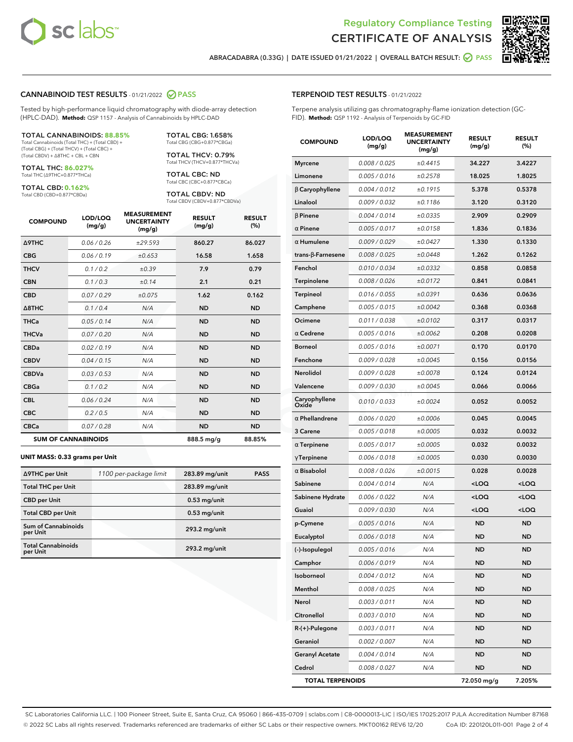# Regulatory Compliance Testing
# CERTIFICATE OF ANALYSIS

ABRACADABRA (0.33G) | DATE ISSUED 01/21/2022 | OVERALL BATCH RESULT: PASS

## CANNABINOID TEST RESULTS - 01/21/2022 PASS

Tested by high-performance liquid chromatography with diode-array detection (HPLC-DAD). **Method:** QSP 1157 - Analysis of Cannabinoids by HPLC-DAD

**TOTAL CANNABINOIDS: 88.85%**
Total Cannabinoids (Total THC) + (Total CBD) + (Total CBG) + (Total THCV) + (Total CBC) + (Total CBDV) + Δ8THC + CBL + CBN

**TOTAL THC: 86.027%**
Total THC (Δ9THC+0.877*THCa)

**TOTAL CBD: 0.162%**
Total CBD (CBD+0.877*CBDa)

**TOTAL CBG: 1.658%**
Total CBG (CBG+0.877*CBGa)

**TOTAL THCV: 0.79%**
Total THCV (THCV+0.877*THCVa)

**TOTAL CBC: ND**
Total CBC (CBC+0.877*CBCa)

**TOTAL CBDV: ND**
Total CBDV (CBDV+0.877*CBDVa)

| COMPOUND | LOD/LOQ (mg/g) | MEASUREMENT UNCERTAINTY (mg/g) | RESULT (mg/g) | RESULT (%) |
|---|---|---|---|---|
| Δ9THC | 0.06 / 0.26 | ±29.593 | 860.27 | 86.027 |
| CBG | 0.06 / 0.19 | ±0.653 | 16.58 | 1.658 |
| THCV | 0.1 / 0.2 | ±0.39 | 7.9 | 0.79 |
| CBN | 0.1 / 0.3 | ±0.14 | 2.1 | 0.21 |
| CBD | 0.07 / 0.29 | ±0.075 | 1.62 | 0.162 |
| Δ8THC | 0.1 / 0.4 | N/A | ND | ND |
| THCa | 0.05 / 0.14 | N/A | ND | ND |
| THCVa | 0.07 / 0.20 | N/A | ND | ND |
| CBDa | 0.02 / 0.19 | N/A | ND | ND |
| CBDV | 0.04 / 0.15 | N/A | ND | ND |
| CBDVa | 0.03 / 0.53 | N/A | ND | ND |
| CBGa | 0.1 / 0.2 | N/A | ND | ND |
| CBL | 0.06 / 0.24 | N/A | ND | ND |
| CBC | 0.2 / 0.5 | N/A | ND | ND |
| CBCa | 0.07 / 0.28 | N/A | ND | ND |
| **SUM OF CANNABINOIDS** | | | 888.5 mg/g | 88.85% |

**UNIT MASS: 0.33 grams per Unit**

| | | | |
|---|---|---|---|
| Δ9THC per Unit | 1100 per-package limit | 283.89 mg/unit | PASS |
| Total THC per Unit | | 283.89 mg/unit | |
| CBD per Unit | | 0.53 mg/unit | |
| Total CBD per Unit | | 0.53 mg/unit | |
| Sum of Cannabinoids per Unit | | 293.2 mg/unit | |
| Total Cannabinoids per Unit | | 293.2 mg/unit | |

## TERPENOID TEST RESULTS - 01/21/2022

Terpene analysis utilizing gas chromatography-flame ionization detection (GC-FID). **Method:** QSP 1192 - Analysis of Terpenoids by GC-FID

| COMPOUND | LOD/LOQ (mg/g) | MEASUREMENT UNCERTAINTY (mg/g) | RESULT (mg/g) | RESULT (%) |
|---|---|---|---|---|
| Myrcene | 0.008 / 0.025 | ±0.4415 | 34.227 | 3.4227 |
| Limonene | 0.005 / 0.016 | ±0.2578 | 18.025 | 1.8025 |
| β Caryophyllene | 0.004 / 0.012 | ±0.1915 | 5.378 | 0.5378 |
| Linalool | 0.009 / 0.032 | ±0.1186 | 3.120 | 0.3120 |
| β Pinene | 0.004 / 0.014 | ±0.0335 | 2.909 | 0.2909 |
| α Pinene | 0.005 / 0.017 | ±0.0158 | 1.836 | 0.1836 |
| α Humulene | 0.009 / 0.029 | ±0.0427 | 1.330 | 0.1330 |
| trans-β-Farnesene | 0.008 / 0.025 | ±0.0448 | 1.262 | 0.1262 |
| Fenchol | 0.010 / 0.034 | ±0.0332 | 0.858 | 0.0858 |
| Terpinolene | 0.008 / 0.026 | ±0.0172 | 0.841 | 0.0841 |
| Terpineol | 0.016 / 0.055 | ±0.0391 | 0.636 | 0.0636 |
| Camphene | 0.005 / 0.015 | ±0.0042 | 0.368 | 0.0368 |
| Ocimene | 0.011 / 0.038 | ±0.0102 | 0.317 | 0.0317 |
| α Cedrene | 0.005 / 0.016 | ±0.0062 | 0.208 | 0.0208 |
| Borneol | 0.005 / 0.016 | ±0.0071 | 0.170 | 0.0170 |
| Fenchone | 0.009 / 0.028 | ±0.0045 | 0.156 | 0.0156 |
| Nerolidol | 0.009 / 0.028 | ±0.0078 | 0.124 | 0.0124 |
| Valencene | 0.009 / 0.030 | ±0.0045 | 0.066 | 0.0066 |
| Caryophyllene Oxide | 0.010 / 0.033 | ±0.0024 | 0.052 | 0.0052 |
| α Phellandrene | 0.006 / 0.020 | ±0.0006 | 0.045 | 0.0045 |
| 3 Carene | 0.005 / 0.018 | ±0.0005 | 0.032 | 0.0032 |
| α Terpinene | 0.005 / 0.017 | ±0.0005 | 0.032 | 0.0032 |
| γTerpinene | 0.006 / 0.018 | ±0.0005 | 0.030 | 0.0030 |
| α Bisabolol | 0.008 / 0.026 | ±0.0015 | 0.028 | 0.0028 |
| Sabinene | 0.004 / 0.014 | N/A | <LOQ | <LOQ |
| Sabinene Hydrate | 0.006 / 0.022 | N/A | <LOQ | <LOQ |
| Guaiol | 0.009 / 0.030 | N/A | <LOQ | <LOQ |
| p-Cymene | 0.005 / 0.016 | N/A | ND | ND |
| Eucalyptol | 0.006 / 0.018 | N/A | ND | ND |
| (-)-Isopulegol | 0.005 / 0.016 | N/A | ND | ND |
| Camphor | 0.006 / 0.019 | N/A | ND | ND |
| Isoborneol | 0.004 / 0.012 | N/A | ND | ND |
| Menthol | 0.008 / 0.025 | N/A | ND | ND |
| Nerol | 0.003 / 0.011 | N/A | ND | ND |
| Citronellol | 0.003 / 0.010 | N/A | ND | ND |
| R-(+)-Pulegone | 0.003 / 0.011 | N/A | ND | ND |
| Geraniol | 0.002 / 0.007 | N/A | ND | ND |
| Geranyl Acetate | 0.004 / 0.014 | N/A | ND | ND |
| Cedrol | 0.008 / 0.027 | N/A | ND | ND |
| **TOTAL TERPENOIDS** | | | 72.050 mg/g | 7.205% |

SC Laboratories California LLC. | 100 Pioneer Street, Suite E, Santa Cruz, CA 95060 | 866-435-0709 | sclabs.com | C8-0000013-LIC | ISO/IES 17025:2017 PJLA Accreditation Number 87168
© 2022 SC Labs all rights reserved. Trademarks referenced are trademarks of either SC Labs or their respective owners. MKT00162 REV6 12/20 CoA ID: 220120L011-001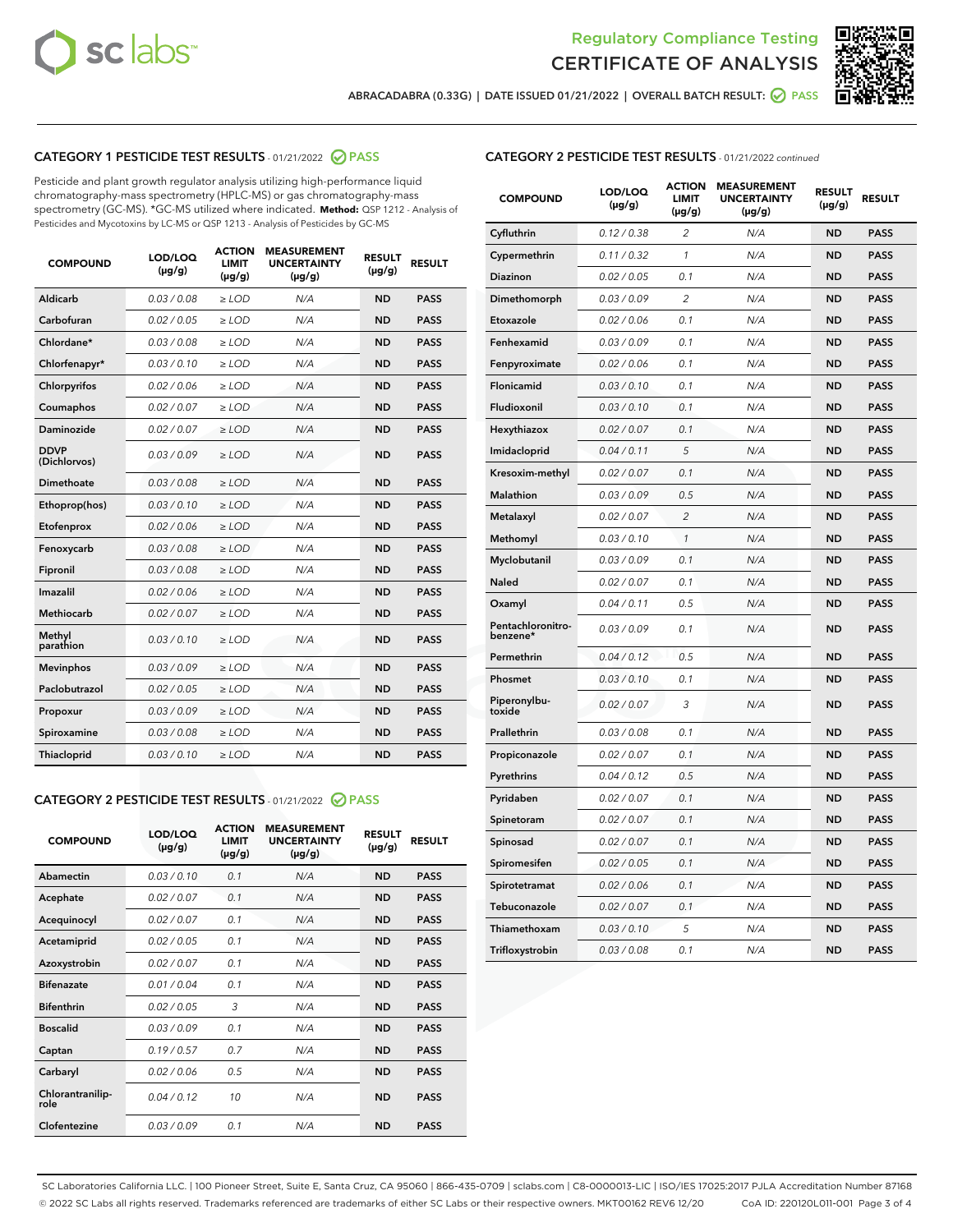Regulatory Compliance Testing

# CERTIFICATE OF ANALYSIS

ABRACADABRA (0.33G) | DATE ISSUED 01/21/2022 | OVERALL BATCH RESULT: PASS

## CATEGORY 1 PESTICIDE TEST RESULTS - 01/21/2022 PASS

Pesticide and plant growth regulator analysis utilizing high-performance liquid chromatography-mass spectrometry (HPLC-MS) or gas chromatography-mass spectrometry (GC-MS). *GC-MS utilized where indicated. **Method:** QSP 1212 - Analysis of Pesticides and Mycotoxins by LC-MS or QSP 1213 - Analysis of Pesticides by GC-MS

| COMPOUND | LOD/LOQ (µg/g) | ACTION LIMIT (µg/g) | MEASUREMENT UNCERTAINTY (µg/g) | RESULT (µg/g) | RESULT |
|---|---|---|---|---|---|
| Aldicarb | 0.03 / 0.08 | ≥ LOD | N/A | ND | PASS |
| Carbofuran | 0.02 / 0.05 | ≥ LOD | N/A | ND | PASS |
| Chlordane* | 0.03 / 0.08 | ≥ LOD | N/A | ND | PASS |
| Chlorfenapyr* | 0.03 / 0.10 | ≥ LOD | N/A | ND | PASS |
| Chlorpyrifos | 0.02 / 0.06 | ≥ LOD | N/A | ND | PASS |
| Coumaphos | 0.02 / 0.07 | ≥ LOD | N/A | ND | PASS |
| Daminozide | 0.02 / 0.07 | ≥ LOD | N/A | ND | PASS |
| DDVP (Dichlorvos) | 0.03 / 0.09 | ≥ LOD | N/A | ND | PASS |
| Dimethoate | 0.03 / 0.08 | ≥ LOD | N/A | ND | PASS |
| Ethoprop(hos) | 0.03 / 0.10 | ≥ LOD | N/A | ND | PASS |
| Etofenprox | 0.02 / 0.06 | ≥ LOD | N/A | ND | PASS |
| Fenoxycarb | 0.03 / 0.08 | ≥ LOD | N/A | ND | PASS |
| Fipronil | 0.03 / 0.08 | ≥ LOD | N/A | ND | PASS |
| Imazalil | 0.02 / 0.06 | ≥ LOD | N/A | ND | PASS |
| Methiocarb | 0.02 / 0.07 | ≥ LOD | N/A | ND | PASS |
| Methyl parathion | 0.03 / 0.10 | ≥ LOD | N/A | ND | PASS |
| Mevinphos | 0.03 / 0.09 | ≥ LOD | N/A | ND | PASS |
| Paclobutrazol | 0.02 / 0.05 | ≥ LOD | N/A | ND | PASS |
| Propoxur | 0.03 / 0.09 | ≥ LOD | N/A | ND | PASS |
| Spiroxamine | 0.03 / 0.08 | ≥ LOD | N/A | ND | PASS |
| Thiacloprid | 0.03 / 0.10 | ≥ LOD | N/A | ND | PASS |

## CATEGORY 2 PESTICIDE TEST RESULTS - 01/21/2022 PASS

| COMPOUND | LOD/LOQ (µg/g) | ACTION LIMIT (µg/g) | MEASUREMENT UNCERTAINTY (µg/g) | RESULT (µg/g) | RESULT |
|---|---|---|---|---|---|
| Abamectin | 0.03 / 0.10 | 0.1 | N/A | ND | PASS |
| Acephate | 0.02 / 0.07 | 0.1 | N/A | ND | PASS |
| Acequinocyl | 0.02 / 0.07 | 0.1 | N/A | ND | PASS |
| Acetamiprid | 0.02 / 0.05 | 0.1 | N/A | ND | PASS |
| Azoxystrobin | 0.02 / 0.07 | 0.1 | N/A | ND | PASS |
| Bifenazate | 0.01 / 0.04 | 0.1 | N/A | ND | PASS |
| Bifenthrin | 0.02 / 0.05 | 3 | N/A | ND | PASS |
| Boscalid | 0.03 / 0.09 | 0.1 | N/A | ND | PASS |
| Captan | 0.19 / 0.57 | 0.7 | N/A | ND | PASS |
| Carbaryl | 0.02 / 0.06 | 0.5 | N/A | ND | PASS |
| Chlorantraniliprole | 0.04 / 0.12 | 10 | N/A | ND | PASS |
| Clofentezine | 0.03 / 0.09 | 0.1 | N/A | ND | PASS |
| Cyfluthrin | 0.12 / 0.38 | 2 | N/A | ND | PASS |
| Cypermethrin | 0.11 / 0.32 | 1 | N/A | ND | PASS |
| Diazinon | 0.02 / 0.05 | 0.1 | N/A | ND | PASS |
| Dimethomorph | 0.03 / 0.09 | 2 | N/A | ND | PASS |
| Etoxazole | 0.02 / 0.06 | 0.1 | N/A | ND | PASS |
| Fenhexamid | 0.03 / 0.09 | 0.1 | N/A | ND | PASS |
| Fenpyroximate | 0.02 / 0.06 | 0.1 | N/A | ND | PASS |
| Flonicamid | 0.03 / 0.10 | 0.1 | N/A | ND | PASS |
| Fludioxonil | 0.03 / 0.10 | 0.1 | N/A | ND | PASS |
| Hexythiazox | 0.02 / 0.07 | 0.1 | N/A | ND | PASS |
| Imidacloprid | 0.04 / 0.11 | 5 | N/A | ND | PASS |
| Kresoxim-methyl | 0.02 / 0.07 | 0.1 | N/A | ND | PASS |
| Malathion | 0.03 / 0.09 | 0.5 | N/A | ND | PASS |
| Metalaxyl | 0.02 / 0.07 | 2 | N/A | ND | PASS |
| Methomyl | 0.03 / 0.10 | 1 | N/A | ND | PASS |
| Myclobutanil | 0.03 / 0.09 | 0.1 | N/A | ND | PASS |
| Naled | 0.02 / 0.07 | 0.1 | N/A | ND | PASS |
| Oxamyl | 0.04 / 0.11 | 0.5 | N/A | ND | PASS |
| Pentachloronitrobenzene* | 0.03 / 0.09 | 0.1 | N/A | ND | PASS |
| Permethrin | 0.04 / 0.12 | 0.5 | N/A | ND | PASS |
| Phosmet | 0.03 / 0.10 | 0.1 | N/A | ND | PASS |
| Piperonylbutoxide | 0.02 / 0.07 | 3 | N/A | ND | PASS |
| Prallethrin | 0.03 / 0.08 | 0.1 | N/A | ND | PASS |
| Propiconazole | 0.02 / 0.07 | 0.1 | N/A | ND | PASS |
| Pyrethrins | 0.04 / 0.12 | 0.5 | N/A | ND | PASS |
| Pyridaben | 0.02 / 0.07 | 0.1 | N/A | ND | PASS |
| Spinetoram | 0.02 / 0.07 | 0.1 | N/A | ND | PASS |
| Spinosad | 0.02 / 0.07 | 0.1 | N/A | ND | PASS |
| Spiromesifen | 0.02 / 0.05 | 0.1 | N/A | ND | PASS |
| Spirotetramat | 0.02 / 0.06 | 0.1 | N/A | ND | PASS |
| Tebuconazole | 0.02 / 0.07 | 0.1 | N/A | ND | PASS |
| Thiamethoxam | 0.03 / 0.10 | 5 | N/A | ND | PASS |
| Trifloxystrobin | 0.03 / 0.08 | 0.1 | N/A | ND | PASS |

SC Laboratories California LLC. | 100 Pioneer Street, Suite E, Santa Cruz, CA 95060 | 866-435-0709 | sclabs.com | C8-0000013-LIC | ISO/IES 17025:2017 PJLA Accreditation Number 87168
© 2022 SC Labs all rights reserved. Trademarks referenced are trademarks of either SC Labs or their respective owners. MKT00162 REV6 12/20 CoA ID: 220120L011-001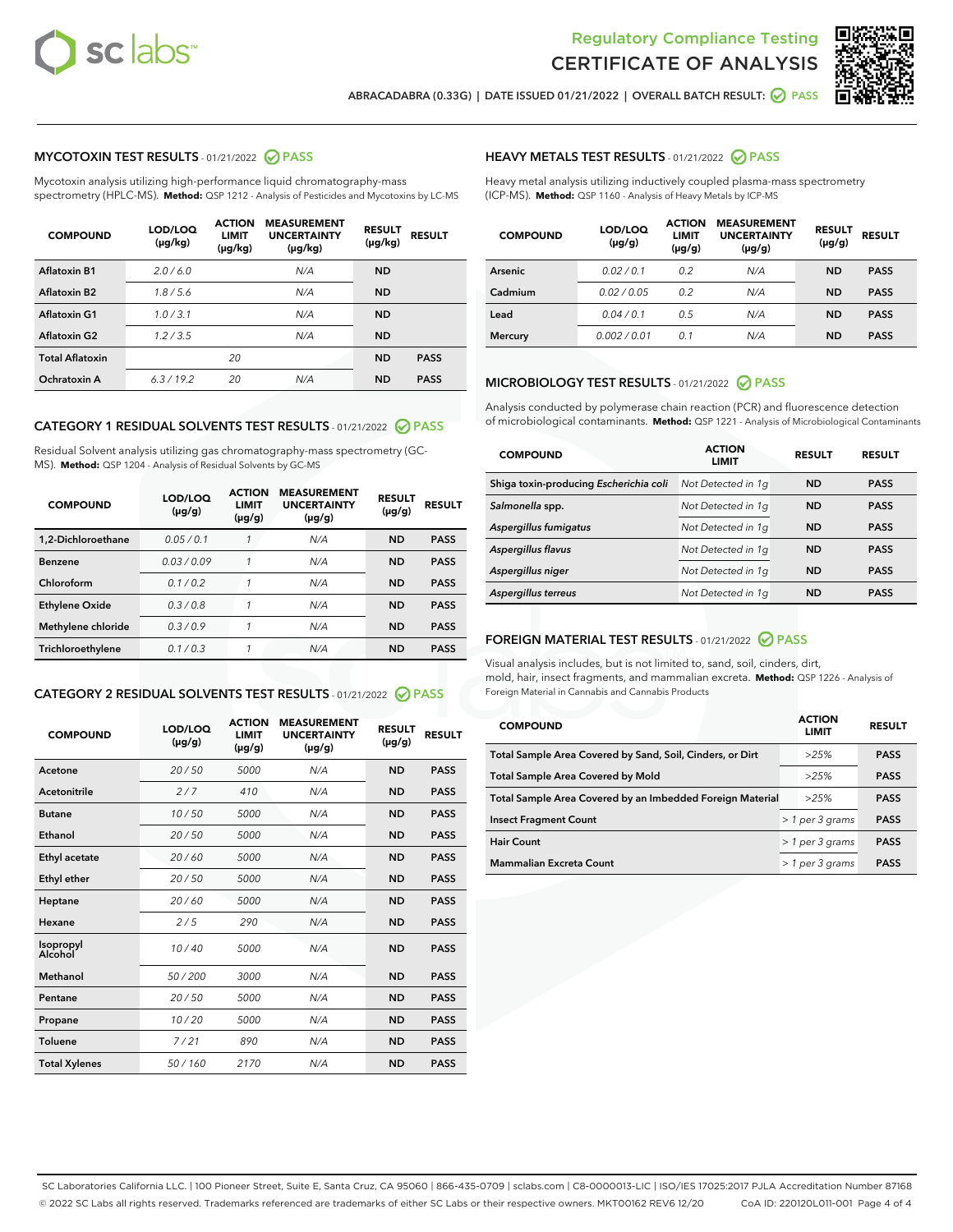# Regulatory Compliance Testing
# CERTIFICATE OF ANALYSIS

ABRACADABRA (0.33G) | DATE ISSUED 01/21/2022 | OVERALL BATCH RESULT: PASS

## MYCOTOXIN TEST RESULTS - 01/21/2022 PASS

Mycotoxin analysis utilizing high-performance liquid chromatography-mass spectrometry (HPLC-MS). **Method:** QSP 1212 - Analysis of Pesticides and Mycotoxins by LC-MS

| COMPOUND | LOD/LOQ (µg/kg) | ACTION LIMIT (µg/kg) | MEASUREMENT UNCERTAINTY (µg/kg) | RESULT (µg/kg) | RESULT |
|---|---|---|---|---|---|
| Aflatoxin B1 | 2.0 / 6.0 | | N/A | ND | |
| Aflatoxin B2 | 1.8 / 5.6 | | N/A | ND | |
| Aflatoxin G1 | 1.0 / 3.1 | | N/A | ND | |
| Aflatoxin G2 | 1.2 / 3.5 | | N/A | ND | |
| Total Aflatoxin | | 20 | | ND | PASS |
| Ochratoxin A | 6.3 / 19.2 | 20 | N/A | ND | PASS |

## CATEGORY 1 RESIDUAL SOLVENTS TEST RESULTS - 01/21/2022 PASS

Residual Solvent analysis utilizing gas chromatography-mass spectrometry (GC-MS). **Method:** QSP 1204 - Analysis of Residual Solvents by GC-MS

| COMPOUND | LOD/LOQ (µg/g) | ACTION LIMIT (µg/g) | MEASUREMENT UNCERTAINTY (µg/g) | RESULT (µg/g) | RESULT |
|---|---|---|---|---|---|
| 1,2-Dichloroethane | 0.05 / 0.1 | 1 | N/A | ND | PASS |
| Benzene | 0.03 / 0.09 | 1 | N/A | ND | PASS |
| Chloroform | 0.1 / 0.2 | 1 | N/A | ND | PASS |
| Ethylene Oxide | 0.3 / 0.8 | 1 | N/A | ND | PASS |
| Methylene chloride | 0.3 / 0.9 | 1 | N/A | ND | PASS |
| Trichloroethylene | 0.1 / 0.3 | 1 | N/A | ND | PASS |

## CATEGORY 2 RESIDUAL SOLVENTS TEST RESULTS - 01/21/2022 PASS

| COMPOUND | LOD/LOQ (µg/g) | ACTION LIMIT (µg/g) | MEASUREMENT UNCERTAINTY (µg/g) | RESULT (µg/g) | RESULT |
|---|---|---|---|---|---|
| Acetone | 20 / 50 | 5000 | N/A | ND | PASS |
| Acetonitrile | 2 / 7 | 410 | N/A | ND | PASS |
| Butane | 10 / 50 | 5000 | N/A | ND | PASS |
| Ethanol | 20 / 50 | 5000 | N/A | ND | PASS |
| Ethyl acetate | 20 / 60 | 5000 | N/A | ND | PASS |
| Ethyl ether | 20 / 50 | 5000 | N/A | ND | PASS |
| Heptane | 20 / 60 | 5000 | N/A | ND | PASS |
| Hexane | 2 / 5 | 290 | N/A | ND | PASS |
| Isopropyl Alcohol | 10 / 40 | 5000 | N/A | ND | PASS |
| Methanol | 50 / 200 | 3000 | N/A | ND | PASS |
| Pentane | 20 / 50 | 5000 | N/A | ND | PASS |
| Propane | 10 / 20 | 5000 | N/A | ND | PASS |
| Toluene | 7 / 21 | 890 | N/A | ND | PASS |
| Total Xylenes | 50 / 160 | 2170 | N/A | ND | PASS |

## HEAVY METALS TEST RESULTS - 01/21/2022 PASS

Heavy metal analysis utilizing inductively coupled plasma-mass spectrometry (ICP-MS). **Method:** QSP 1160 - Analysis of Heavy Metals by ICP-MS

| COMPOUND | LOD/LOQ (µg/g) | ACTION LIMIT (µg/g) | MEASUREMENT UNCERTAINTY (µg/g) | RESULT (µg/g) | RESULT |
|---|---|---|---|---|---|
| Arsenic | 0.02 / 0.1 | 0.2 | N/A | ND | PASS |
| Cadmium | 0.02 / 0.05 | 0.2 | N/A | ND | PASS |
| Lead | 0.04 / 0.1 | 0.5 | N/A | ND | PASS |
| Mercury | 0.002 / 0.01 | 0.1 | N/A | ND | PASS |

## MICROBIOLOGY TEST RESULTS - 01/21/2022 PASS

Analysis conducted by polymerase chain reaction (PCR) and fluorescence detection of microbiological contaminants. **Method:** QSP 1221 - Analysis of Microbiological Contaminants

| COMPOUND | ACTION LIMIT | RESULT | RESULT |
|---|---|---|---|
| Shiga toxin-producing *Escherichia coli* | Not Detected in 1g | ND | PASS |
| *Salmonella* spp. | Not Detected in 1g | ND | PASS |
| *Aspergillus fumigatus* | Not Detected in 1g | ND | PASS |
| *Aspergillus flavus* | Not Detected in 1g | ND | PASS |
| *Aspergillus niger* | Not Detected in 1g | ND | PASS |
| *Aspergillus terreus* | Not Detected in 1g | ND | PASS |

## FOREIGN MATERIAL TEST RESULTS - 01/21/2022 PASS

Visual analysis includes, but is not limited to, sand, soil, cinders, dirt, mold, hair, insect fragments, and mammalian excreta. **Method:** QSP 1226 - Analysis of Foreign Material in Cannabis and Cannabis Products

| COMPOUND | ACTION LIMIT | RESULT |
|---|---|---|
| Total Sample Area Covered by Sand, Soil, Cinders, or Dirt | >25% | PASS |
| Total Sample Area Covered by Mold | >25% | PASS |
| Total Sample Area Covered by an Imbedded Foreign Material | >25% | PASS |
| Insect Fragment Count | > 1 per 3 grams | PASS |
| Hair Count | > 1 per 3 grams | PASS |
| Mammalian Excreta Count | > 1 per 3 grams | PASS |

SC Laboratories California LLC. | 100 Pioneer Street, Suite E, Santa Cruz, CA 95060 | 866-435-0709 | sclabs.com | C8-0000013-LIC | ISO/IES 17025:2017 PJLA Accreditation Number 87168
© 2022 SC Labs all rights reserved. Trademarks referenced are trademarks of either SC Labs or their respective owners. MKT00162 REV6 12/20 CoA ID: 220120L011-001